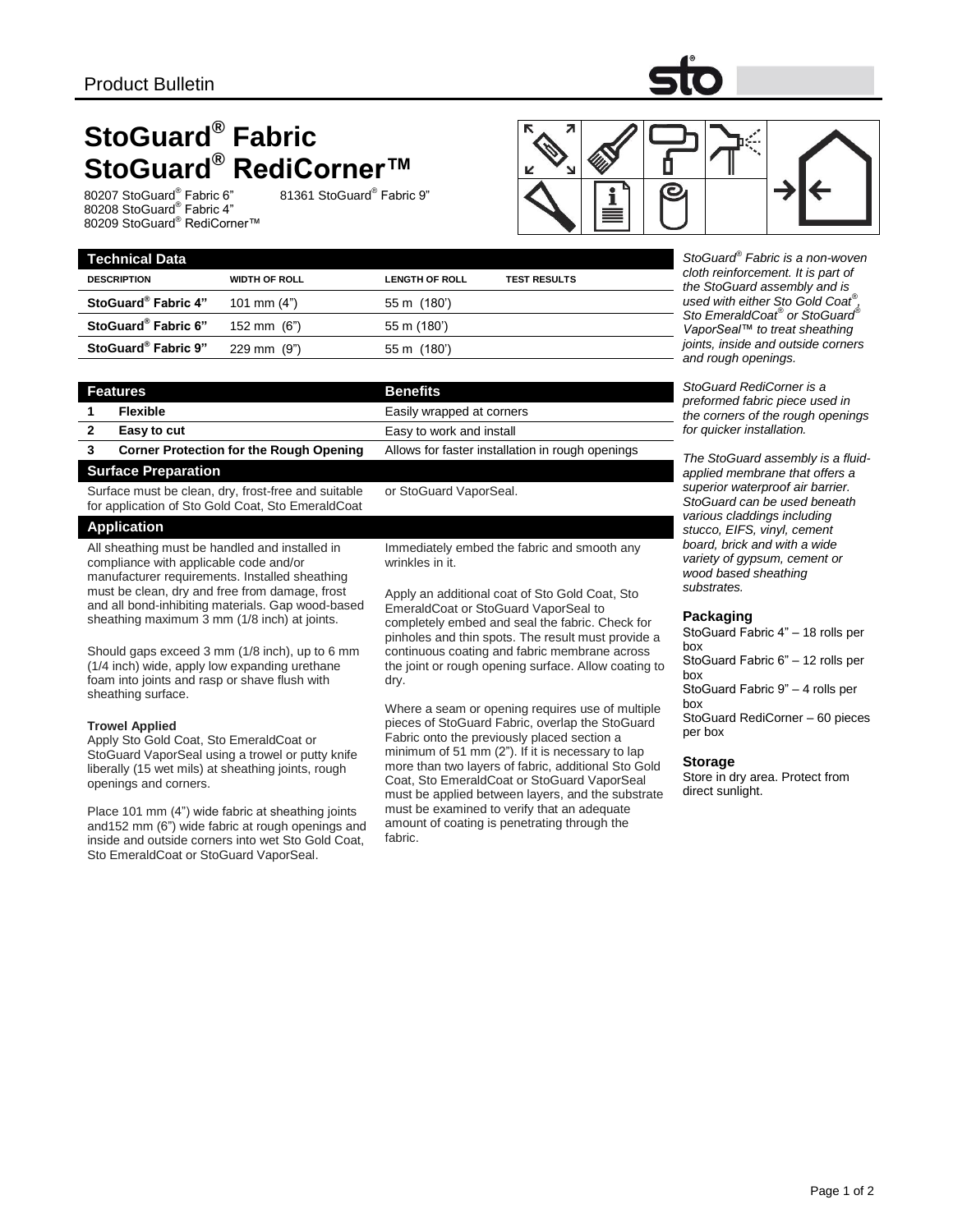Product Bulletin

# StoGuard® Fabric StoGuard® RediCorner™

80207 StoGuard® Fabric 6"
80208 StoGuard® Fabric 4"
80209 StoGuard® RediCorner™
81361 StoGuard® Fabric 9"

*StoGuard® Fabric is a non-woven cloth reinforcement. It is part of the StoGuard assembly and is used with either Sto Gold Coat®, Sto EmeraldCoat® or StoGuard® VaporSeal™ to treat sheathing joints, inside and outside corners and rough openings.*

*StoGuard RediCorner is a preformed fabric piece used in the corners of the rough openings for quicker installation.*

*The StoGuard assembly is a fluid-applied membrane that offers a superior waterproof air barrier. StoGuard can be used beneath various claddings including stucco, EIFS, vinyl, cement board, brick and with a wide variety of gypsum, cement or wood based sheathing substrates.*

## Technical Data

| DESCRIPTION | WIDTH OF ROLL | LENGTH OF ROLL | TEST RESULTS |
|---|---|---|---|
| **StoGuard® Fabric 4"** | 101 mm (4") | 55 m (180') | |
| **StoGuard® Fabric 6"** | 152 mm (6") | 55 m (180') | |
| **StoGuard® Fabric 9"** | 229 mm (9") | 55 m (180') | |

| | Features | Benefits |
|---|---|---|
| 1 | **Flexible** | Easily wrapped at corners |
| 2 | **Easy to cut** | Easy to work and install |
| 3 | **Corner Protection for the Rough Opening** | Allows for faster installation in rough openings |

## Surface Preparation

Surface must be clean, dry, frost-free and suitable for application of Sto Gold Coat, Sto EmeraldCoat or StoGuard VaporSeal.

## Application

All sheathing must be handled and installed in compliance with applicable code and/or manufacturer requirements. Installed sheathing must be clean, dry and free from damage, frost and all bond-inhibiting materials. Gap wood-based sheathing maximum 3 mm (1/8 inch) at joints.

Should gaps exceed 3 mm (1/8 inch), up to 6 mm (1/4 inch) wide, apply low expanding urethane foam into joints and rasp or shave flush with sheathing surface.

**Trowel Applied**

Apply Sto Gold Coat, Sto EmeraldCoat or StoGuard VaporSeal using a trowel or putty knife liberally (15 wet mils) at sheathing joints, rough openings and corners.

Place 101 mm (4") wide fabric at sheathing joints and152 mm (6") wide fabric at rough openings and inside and outside corners into wet Sto Gold Coat, Sto EmeraldCoat or StoGuard VaporSeal.

Immediately embed the fabric and smooth any wrinkles in it.

Apply an additional coat of Sto Gold Coat, Sto EmeraldCoat or StoGuard VaporSeal to completely embed and seal the fabric. Check for pinholes and thin spots. The result must provide a continuous coating and fabric membrane across the joint or rough opening surface. Allow coating to dry.

Where a seam or opening requires use of multiple pieces of StoGuard Fabric, overlap the StoGuard Fabric onto the previously placed section a minimum of 51 mm (2"). If it is necessary to lap more than two layers of fabric, additional Sto Gold Coat, Sto EmeraldCoat or StoGuard VaporSeal must be applied between layers, and the substrate must be examined to verify that an adequate amount of coating is penetrating through the fabric.

### Packaging

StoGuard Fabric 4" – 18 rolls per box
StoGuard Fabric 6" – 12 rolls per box
StoGuard Fabric 9" – 4 rolls per box
StoGuard RediCorner – 60 pieces per box

### Storage

Store in dry area. Protect from direct sunlight.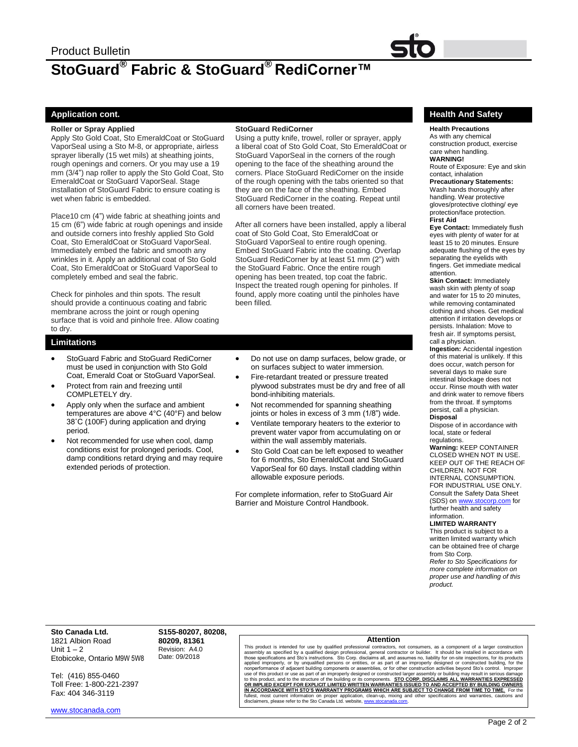Product Bulletin

# StoGuard® Fabric & StoGuard® RediCorner™

## Application cont.

### Roller or Spray Applied

Apply Sto Gold Coat, Sto EmeraldCoat or StoGuard VaporSeal using a Sto M-8, or appropriate, airless sprayer liberally (15 wet mils) at sheathing joints, rough openings and corners. Or you may use a 19 mm (3/4") nap roller to apply the Sto Gold Coat, Sto EmeraldCoat or StoGuard VaporSeal. Stage installation of StoGuard Fabric to ensure coating is wet when fabric is embedded.

Place10 cm (4") wide fabric at sheathing joints and 15 cm (6") wide fabric at rough openings and inside and outside corners into freshly applied Sto Gold Coat, Sto EmeraldCoat or StoGuard VaporSeal. Immediately embed the fabric and smooth any wrinkles in it. Apply an additional coat of Sto Gold Coat, Sto EmeraldCoat or StoGuard VaporSeal to completely embed and seal the fabric.

Check for pinholes and thin spots. The result should provide a continuous coating and fabric membrane across the joint or rough opening surface that is void and pinhole free. Allow coating to dry.

### StoGuard RediCorner

Using a putty knife, trowel, roller or sprayer, apply a liberal coat of Sto Gold Coat, Sto EmeraldCoat or StoGuard VaporSeal in the corners of the rough opening to the face of the sheathing around the corners. Place StoGuard RediCorner on the inside of the rough opening with the tabs oriented so that they are on the face of the sheathing. Embed StoGuard RediCorner in the coating. Repeat until all corners have been treated.

After all corners have been installed, apply a liberal coat of Sto Gold Coat, Sto EmeraldCoat or StoGuard VaporSeal to entire rough opening. Embed StoGuard Fabric into the coating. Overlap StoGuard RediCorner by at least 51 mm (2") with the StoGuard Fabric. Once the entire rough opening has been treated, top coat the fabric. Inspect the treated rough opening for pinholes. If found, apply more coating until the pinholes have been filled.

## Limitations

- StoGuard Fabric and StoGuard RediCorner must be used in conjunction with Sto Gold Coat, Emerald Coat or StoGuard VaporSeal.
- Protect from rain and freezing until COMPLETELY dry.
- Apply only when the surface and ambient temperatures are above 4°C (40°F) and below 38˚C (100F) during application and drying period.
- Not recommended for use when cool, damp conditions exist for prolonged periods. Cool, damp conditions retard drying and may require extended periods of protection.
- Do not use on damp surfaces, below grade, or on surfaces subject to water immersion.
- Fire-retardant treated or pressure treated plywood substrates must be dry and free of all bond-inhibiting materials.
- Not recommended for spanning sheathing joints or holes in excess of 3 mm (1/8") wide.
- Ventilate temporary heaters to the exterior to prevent water vapor from accumulating on or within the wall assembly materials.
- Sto Gold Coat can be left exposed to weather for 6 months, Sto EmeraldCoat and StoGuard VaporSeal for 60 days. Install cladding within allowable exposure periods.

For complete information, refer to StoGuard Air Barrier and Moisture Control Handbook.

## Health And Safety

**Health Precautions**
As with any chemical construction product, exercise care when handling.

**WARNING!**
Route of Exposure: Eye and skin contact, inhalation

**Precautionary Statements:**
Wash hands thoroughly after handling. Wear protective gloves/protective clothing/ eye protection/face protection.

**First Aid**
**Eye Contact:** Immediately flush eyes with plenty of water for at least 15 to 20 minutes. Ensure adequate flushing of the eyes by separating the eyelids with fingers. Get immediate medical attention.
**Skin Contact:** Immediately wash skin with plenty of soap and water for 15 to 20 minutes, while removing contaminated clothing and shoes. Get medical attention if irritation develops or persists. Inhalation: Move to fresh air. If symptoms persist, call a physician.
**Ingestion:** Accidental ingestion of this material is unlikely. If this does occur, watch person for several days to make sure intestinal blockage does not occur. Rinse mouth with water and drink water to remove fibers from the throat. If symptoms persist, call a physician.

**Disposal**
Dispose of in accordance with local, state or federal regulations.

**Warning:** KEEP CONTAINER CLOSED WHEN NOT IN USE. KEEP OUT OF THE REACH OF CHILDREN. NOT FOR INTERNAL CONSUMPTION. FOR INDUSTRIAL USE ONLY. Consult the Safety Data Sheet (SDS) on www.stocorp.com for further health and safety information.

**LIMITED WARRANTY**
This product is subject to a written limited warranty which can be obtained free of charge from Sto Corp.
*Refer to Sto Specifications for more complete information on proper use and handling of this product.*

---

**Sto Canada Ltd.**
1821 Albion Road
Unit 1 – 2
Etobicoke, Ontario M9W 5W8

Tel: (416) 855-0460
Toll Free: 1-800-221-2397
Fax: 404 346-3119

www.stocanada.com

**S155-80207, 80208, 80209, 81361**
Revision: A4.0
Date: 09/2018

**Attention**
This product is intended for use by qualified professional contractors, not consumers, as a component of a larger construction assembly as specified by a qualified design professional, general contractor or builder. It should be installed in accordance with those specifications and Sto's instructions. Sto Corp. disclaims all, and assumes no, liability for on-site inspections, for its products applied improperly, or by unqualified persons or entities, or as part of an improperly designed or constructed building, for the nonperformance of adjacent building components or assemblies, or for other construction activities beyond Sto's control. Improper use of this product or use as part of an improperly designed or constructed larger assembly or building may result in serious damage to this product, and to the structure of the building or its components. **STO CORP. DISCLAIMS ALL WARRANTIES EXPRESSED OR IMPLIED EXCEPT FOR EXPLICIT LIMITED WRITTEN WARRANTIES ISSUED TO AND ACCEPTED BY BUILDING OWNERS IN ACCORDANCE WITH STO'S WARRANTY PROGRAMS WHICH ARE SUBJECT TO CHANGE FROM TIME TO TIME.** For the fullest, most current information on proper application, clean-up, mixing and other specifications and warranties, cautions and disclaimers, please refer to the Sto Canada Ltd. website, www.stocanada.com.